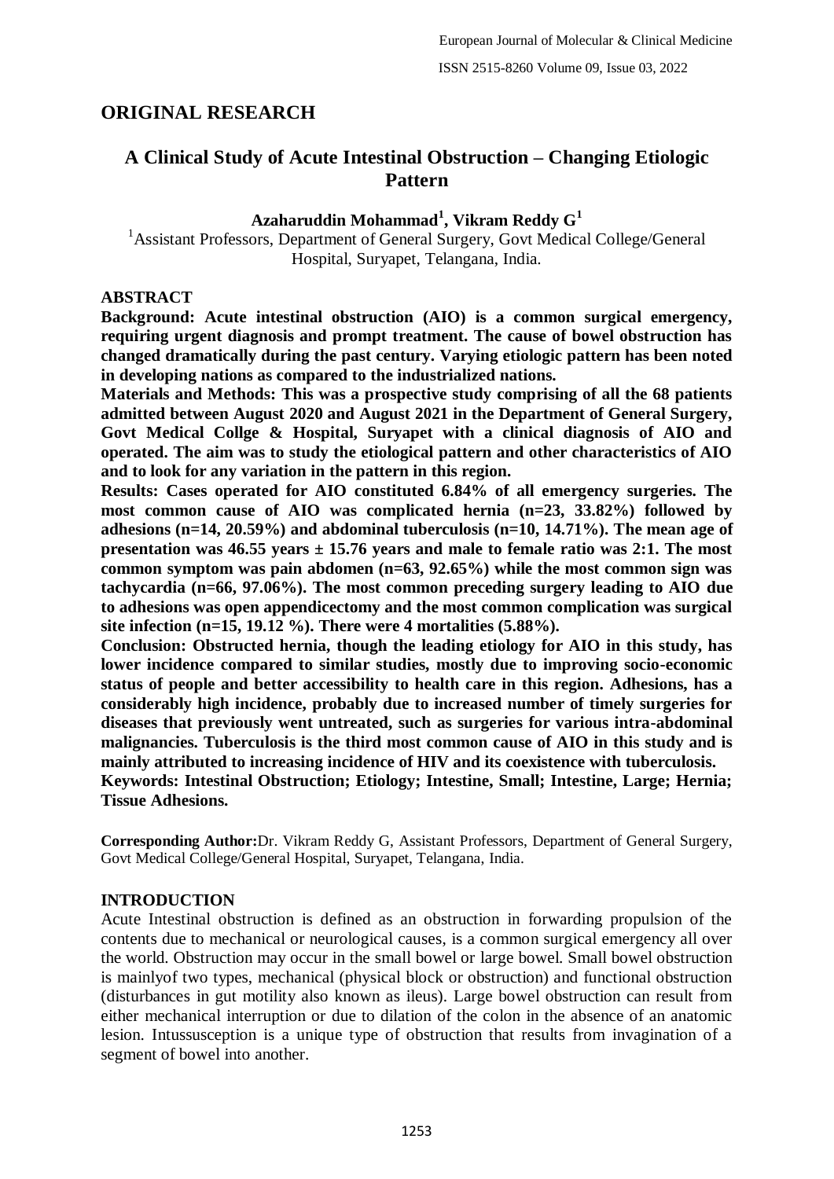## ORIGINAL RESEARCH

# A Clinical Study of Acute Intestinal Obstruction – Changing Etiologic Pattern

**Azaharuddin Mohammad[1], Vikram Reddy G[1]**

[1]Assistant Professors, Department of General Surgery, Govt Medical College/General Hospital, Suryapet, Telangana, India.

### ABSTRACT

**Background: Acute intestinal obstruction (AIO) is a common surgical emergency, requiring urgent diagnosis and prompt treatment. The cause of bowel obstruction has changed dramatically during the past century. Varying etiologic pattern has been noted in developing nations as compared to the industrialized nations.**

**Materials and Methods: This was a prospective study comprising of all the 68 patients admitted between August 2020 and August 2021 in the Department of General Surgery, Govt Medical Collge & Hospital, Suryapet with a clinical diagnosis of AIO and operated. The aim was to study the etiological pattern and other characteristics of AIO and to look for any variation in the pattern in this region.**

**Results: Cases operated for AIO constituted 6.84% of all emergency surgeries. The most common cause of AIO was complicated hernia (n=23, 33.82%) followed by adhesions (n=14, 20.59%) and abdominal tuberculosis (n=10, 14.71%). The mean age of presentation was 46.55 years ± 15.76 years and male to female ratio was 2:1. The most common symptom was pain abdomen (n=63, 92.65%) while the most common sign was tachycardia (n=66, 97.06%). The most common preceding surgery leading to AIO due to adhesions was open appendicectomy and the most common complication was surgical site infection (n=15, 19.12 %). There were 4 mortalities (5.88%).**

**Conclusion: Obstructed hernia, though the leading etiology for AIO in this study, has lower incidence compared to similar studies, mostly due to improving socio-economic status of people and better accessibility to health care in this region. Adhesions, has a considerably high incidence, probably due to increased number of timely surgeries for diseases that previously went untreated, such as surgeries for various intra-abdominal malignancies. Tuberculosis is the third most common cause of AIO in this study and is mainly attributed to increasing incidence of HIV and its coexistence with tuberculosis.**

**Keywords: Intestinal Obstruction; Etiology; Intestine, Small; Intestine, Large; Hernia; Tissue Adhesions.**

**Corresponding Author:** Dr. Vikram Reddy G, Assistant Professors, Department of General Surgery, Govt Medical College/General Hospital, Suryapet, Telangana, India.

### INTRODUCTION

Acute Intestinal obstruction is defined as an obstruction in forwarding propulsion of the contents due to mechanical or neurological causes, is a common surgical emergency all over the world. Obstruction may occur in the small bowel or large bowel. Small bowel obstruction is mainlyof two types, mechanical (physical block or obstruction) and functional obstruction (disturbances in gut motility also known as ileus). Large bowel obstruction can result from either mechanical interruption or due to dilation of the colon in the absence of an anatomic lesion. Intussusception is a unique type of obstruction that results from invagination of a segment of bowel into another.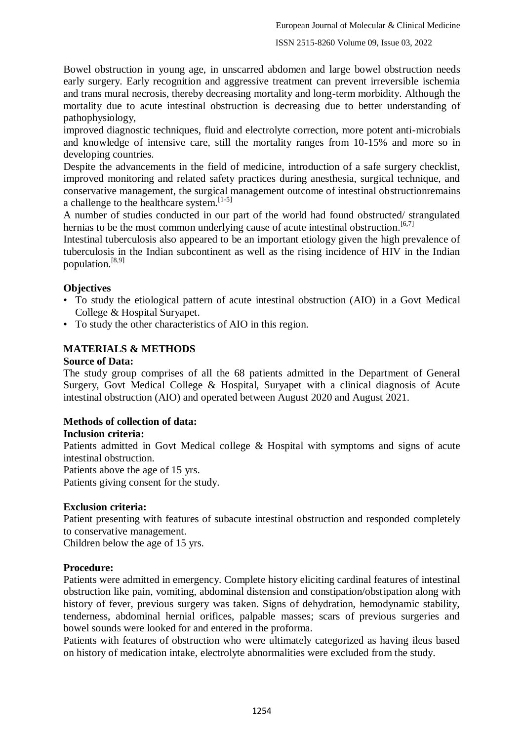Bowel obstruction in young age, in unscarred abdomen and large bowel obstruction needs early surgery. Early recognition and aggressive treatment can prevent irreversible ischemia and trans mural necrosis, thereby decreasing mortality and long-term morbidity. Although the mortality due to acute intestinal obstruction is decreasing due to better understanding of pathophysiology,

improved diagnostic techniques, fluid and electrolyte correction, more potent anti-microbials and knowledge of intensive care, still the mortality ranges from 10-15% and more so in developing countries.

Despite the advancements in the field of medicine, introduction of a safe surgery checklist, improved monitoring and related safety practices during anesthesia, surgical technique, and conservative management, the surgical management outcome of intestinal obstructionremains a challenge to the healthcare system.[1-5]

A number of studies conducted in our part of the world had found obstructed/ strangulated hernias to be the most common underlying cause of acute intestinal obstruction.[6,7]

Intestinal tuberculosis also appeared to be an important etiology given the high prevalence of tuberculosis in the Indian subcontinent as well as the rising incidence of HIV in the Indian population.[8,9]

**Objectives**

- To study the etiological pattern of acute intestinal obstruction (AIO) in a Govt Medical College & Hospital Suryapet.
- To study the other characteristics of AIO in this region.

## MATERIALS & METHODS

**Source of Data:**

The study group comprises of all the 68 patients admitted in the Department of General Surgery, Govt Medical College & Hospital, Suryapet with a clinical diagnosis of Acute intestinal obstruction (AIO) and operated between August 2020 and August 2021.

**Methods of collection of data:**

**Inclusion criteria:**

Patients admitted in Govt Medical college & Hospital with symptoms and signs of acute intestinal obstruction.

Patients above the age of 15 yrs.

Patients giving consent for the study.

**Exclusion criteria:**

Patient presenting with features of subacute intestinal obstruction and responded completely to conservative management.

Children below the age of 15 yrs.

**Procedure:**

Patients were admitted in emergency. Complete history eliciting cardinal features of intestinal obstruction like pain, vomiting, abdominal distension and constipation/obstipation along with history of fever, previous surgery was taken. Signs of dehydration, hemodynamic stability, tenderness, abdominal hernial orifices, palpable masses; scars of previous surgeries and bowel sounds were looked for and entered in the proforma.

Patients with features of obstruction who were ultimately categorized as having ileus based on history of medication intake, electrolyte abnormalities were excluded from the study.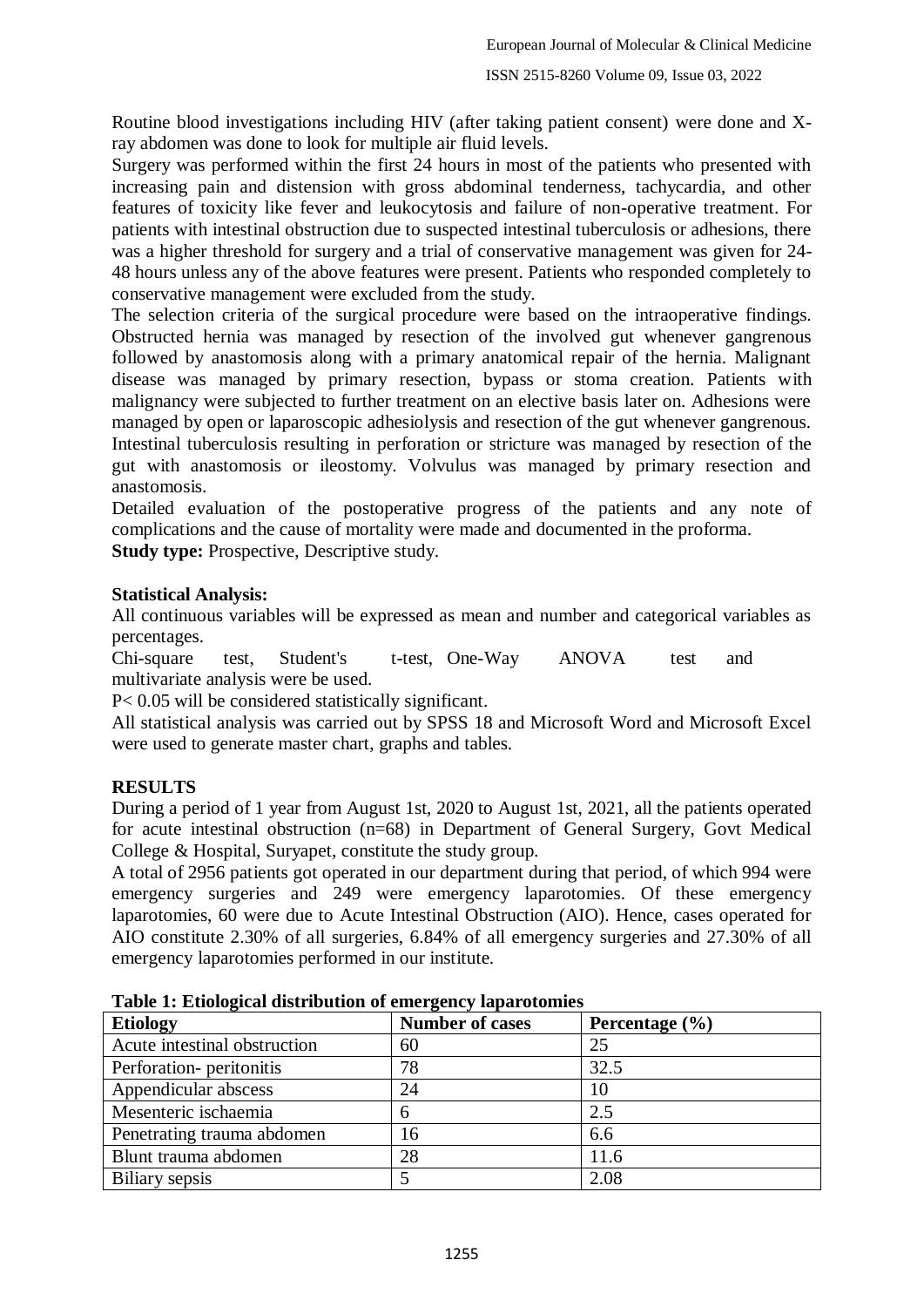Routine blood investigations including HIV (after taking patient consent) were done and X-ray abdomen was done to look for multiple air fluid levels.

Surgery was performed within the first 24 hours in most of the patients who presented with increasing pain and distension with gross abdominal tenderness, tachycardia, and other features of toxicity like fever and leukocytosis and failure of non-operative treatment. For patients with intestinal obstruction due to suspected intestinal tuberculosis or adhesions, there was a higher threshold for surgery and a trial of conservative management was given for 24-48 hours unless any of the above features were present. Patients who responded completely to conservative management were excluded from the study.

The selection criteria of the surgical procedure were based on the intraoperative findings. Obstructed hernia was managed by resection of the involved gut whenever gangrenous followed by anastomosis along with a primary anatomical repair of the hernia. Malignant disease was managed by primary resection, bypass or stoma creation. Patients with malignancy were subjected to further treatment on an elective basis later on. Adhesions were managed by open or laparoscopic adhesiolysis and resection of the gut whenever gangrenous. Intestinal tuberculosis resulting in perforation or stricture was managed by resection of the gut with anastomosis or ileostomy. Volvulus was managed by primary resection and anastomosis.

Detailed evaluation of the postoperative progress of the patients and any note of complications and the cause of mortality were made and documented in the proforma.

**Study type:** Prospective, Descriptive study.

**Statistical Analysis:**

All continuous variables will be expressed as mean and number and categorical variables as percentages.

Chi-square test, Student's t-test, One-Way ANOVA test and multivariate analysis were be used.

P< 0.05 will be considered statistically significant.

All statistical analysis was carried out by SPSS 18 and Microsoft Word and Microsoft Excel were used to generate master chart, graphs and tables.

## RESULTS

During a period of 1 year from August 1st, 2020 to August 1st, 2021, all the patients operated for acute intestinal obstruction (n=68) in Department of General Surgery, Govt Medical College & Hospital, Suryapet, constitute the study group.

A total of 2956 patients got operated in our department during that period, of which 994 were emergency surgeries and 249 were emergency laparotomies. Of these emergency laparotomies, 60 were due to Acute Intestinal Obstruction (AIO). Hence, cases operated for AIO constitute 2.30% of all surgeries, 6.84% of all emergency surgeries and 27.30% of all emergency laparotomies performed in our institute.

**Table 1: Etiological distribution of emergency laparotomies**

| Etiology | Number of cases | Percentage (%) |
|---|---|---|
| Acute intestinal obstruction | 60 | 25 |
| Perforation- peritonitis | 78 | 32.5 |
| Appendicular abscess | 24 | 10 |
| Mesenteric ischaemia | 6 | 2.5 |
| Penetrating trauma abdomen | 16 | 6.6 |
| Blunt trauma abdomen | 28 | 11.6 |
| Biliary sepsis | 5 | 2.08 |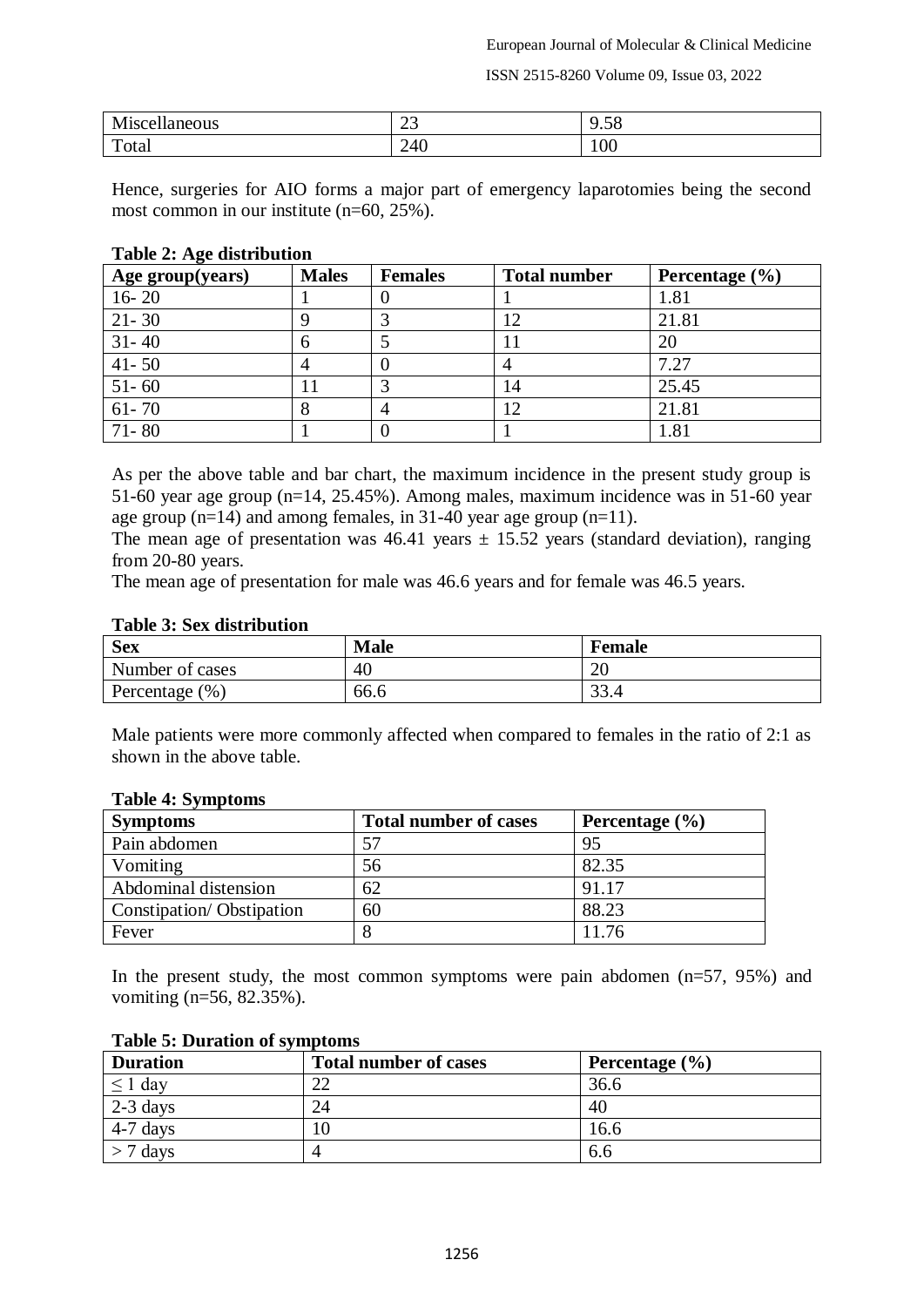| Miscellaneous | 23 | 9.58 |
|---|---|---|
| Total | 240 | 100 |

Hence, surgeries for AIO forms a major part of emergency laparotomies being the second most common in our institute (n=60, 25%).

**Table 2: Age distribution**

| Age group(years) | Males | Females | Total number | Percentage (%) |
|---|---|---|---|---|
| 16- 20 | 1 | 0 | 1 | 1.81 |
| 21- 30 | 9 | 3 | 12 | 21.81 |
| 31- 40 | 6 | 5 | 11 | 20 |
| 41- 50 | 4 | 0 | 4 | 7.27 |
| 51- 60 | 11 | 3 | 14 | 25.45 |
| 61- 70 | 8 | 4 | 12 | 21.81 |
| 71- 80 | 1 | 0 | 1 | 1.81 |

As per the above table and bar chart, the maximum incidence in the present study group is 51-60 year age group (n=14, 25.45%). Among males, maximum incidence was in 51-60 year age group (n=14) and among females, in 31-40 year age group (n=11).

The mean age of presentation was 46.41 years ± 15.52 years (standard deviation), ranging from 20-80 years.

The mean age of presentation for male was 46.6 years and for female was 46.5 years.

**Table 3: Sex distribution**

| Sex | Male | Female |
|---|---|---|
| Number of cases | 40 | 20 |
| Percentage (%) | 66.6 | 33.4 |

Male patients were more commonly affected when compared to females in the ratio of 2:1 as shown in the above table.

**Table 4: Symptoms**

| Symptoms | Total number of cases | Percentage (%) |
|---|---|---|
| Pain abdomen | 57 | 95 |
| Vomiting | 56 | 82.35 |
| Abdominal distension | 62 | 91.17 |
| Constipation/ Obstipation | 60 | 88.23 |
| Fever | 8 | 11.76 |

In the present study, the most common symptoms were pain abdomen (n=57, 95%) and vomiting (n=56, 82.35%).

**Table 5: Duration of symptoms**

| Duration | Total number of cases | Percentage (%) |
|---|---|---|
| ≤ 1 day | 22 | 36.6 |
| 2-3 days | 24 | 40 |
| 4-7 days | 10 | 16.6 |
| > 7 days | 4 | 6.6 |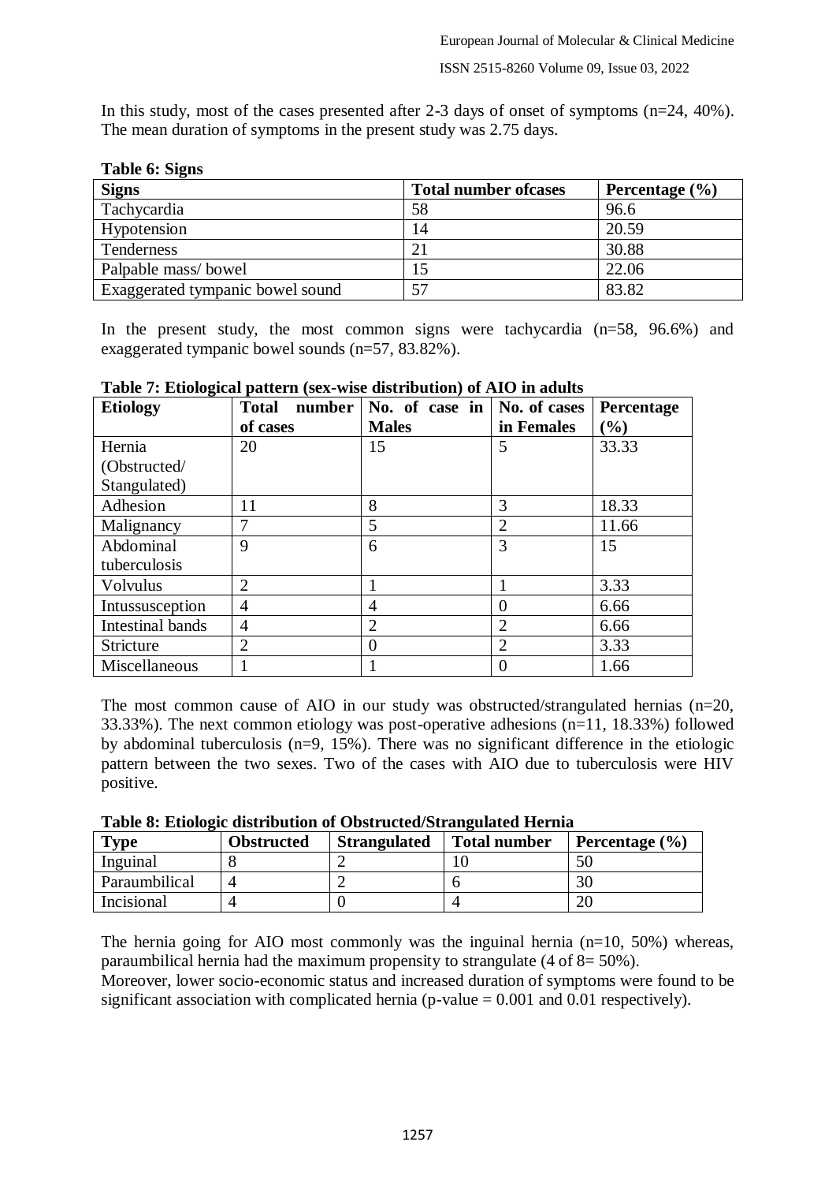In this study, most of the cases presented after 2-3 days of onset of symptoms (n=24, 40%). The mean duration of symptoms in the present study was 2.75 days.

**Table 6: Signs**

| Signs | Total number ofcases | Percentage (%) |
|---|---|---|
| Tachycardia | 58 | 96.6 |
| Hypotension | 14 | 20.59 |
| Tenderness | 21 | 30.88 |
| Palpable mass/ bowel | 15 | 22.06 |
| Exaggerated tympanic bowel sound | 57 | 83.82 |

In the present study, the most common signs were tachycardia (n=58, 96.6%) and exaggerated tympanic bowel sounds (n=57, 83.82%).

**Table 7: Etiological pattern (sex-wise distribution) of AIO in adults**

| Etiology | Total number of cases | No. of case in Males | No. of cases in Females | Percentage (%) |
|---|---|---|---|---|
| Hernia (Obstructed/ Stangulated) | 20 | 15 | 5 | 33.33 |
| Adhesion | 11 | 8 | 3 | 18.33 |
| Malignancy | 7 | 5 | 2 | 11.66 |
| Abdominal tuberculosis | 9 | 6 | 3 | 15 |
| Volvulus | 2 | 1 | 1 | 3.33 |
| Intussusception | 4 | 4 | 0 | 6.66 |
| Intestinal bands | 4 | 2 | 2 | 6.66 |
| Stricture | 2 | 0 | 2 | 3.33 |
| Miscellaneous | 1 | 1 | 0 | 1.66 |

The most common cause of AIO in our study was obstructed/strangulated hernias (n=20, 33.33%). The next common etiology was post-operative adhesions (n=11, 18.33%) followed by abdominal tuberculosis (n=9, 15%). There was no significant difference in the etiologic pattern between the two sexes. Two of the cases with AIO due to tuberculosis were HIV positive.

**Table 8: Etiologic distribution of Obstructed/Strangulated Hernia**

| Type | Obstructed | Strangulated | Total number | Percentage (%) |
|---|---|---|---|---|
| Inguinal | 8 | 2 | 10 | 50 |
| Paraumbilical | 4 | 2 | 6 | 30 |
| Incisional | 4 | 0 | 4 | 20 |

The hernia going for AIO most commonly was the inguinal hernia (n=10, 50%) whereas, paraumbilical hernia had the maximum propensity to strangulate (4 of 8= 50%).
Moreover, lower socio-economic status and increased duration of symptoms were found to be significant association with complicated hernia (p-value = 0.001 and 0.01 respectively).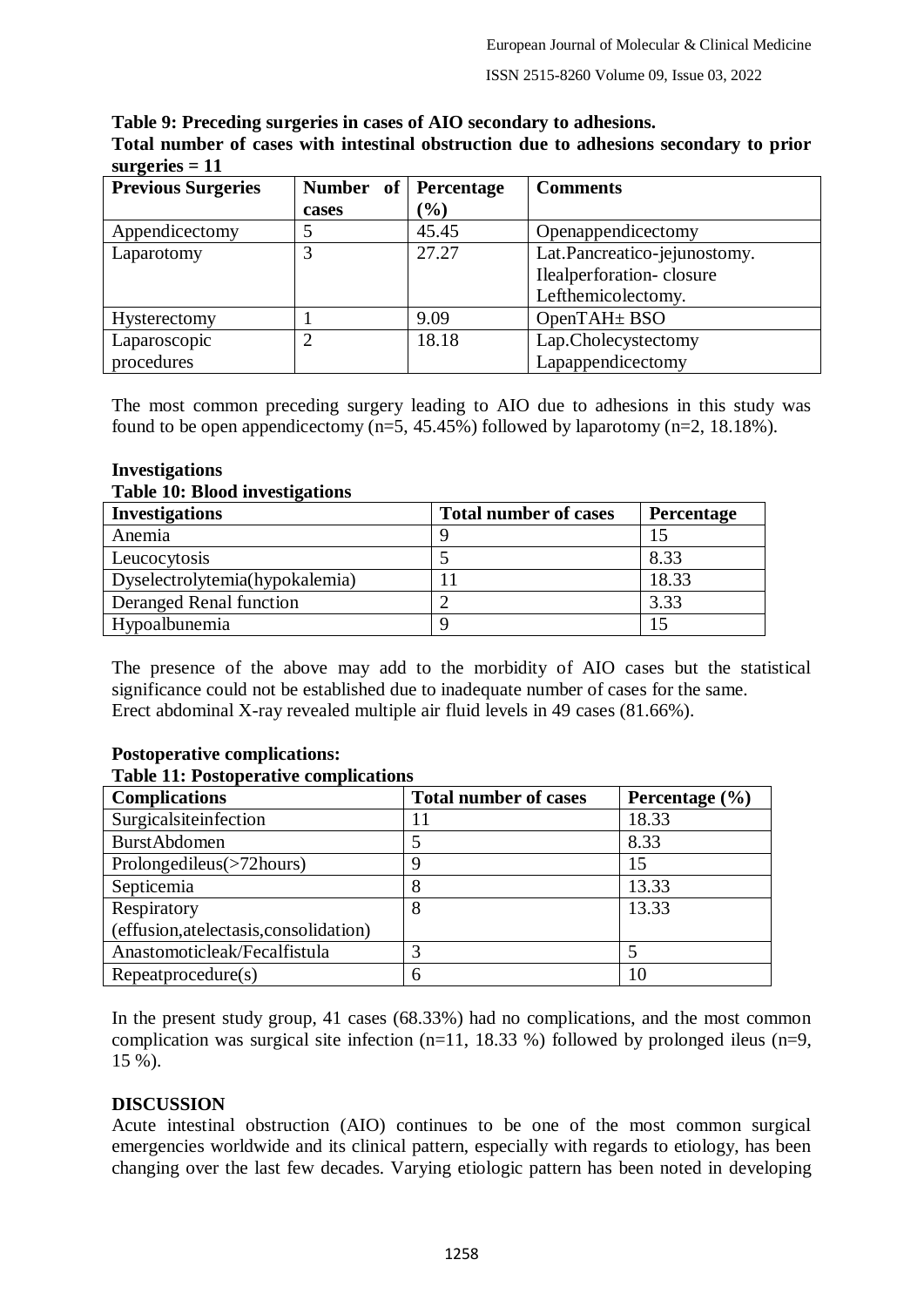**Table 9: Preceding surgeries in cases of AIO secondary to adhesions.**
**Total number of cases with intestinal obstruction due to adhesions secondary to prior surgeries = 11**

| Previous Surgeries | Number of cases | Percentage (%) | Comments |
|---|---|---|---|
| Appendicectomy | 5 | 45.45 | Openappendicectomy |
| Laparotomy | 3 | 27.27 | Lat.Pancreatico-jejunostomy. Ilealperforation- closure Lefthemicolectomy. |
| Hysterectomy | 1 | 9.09 | OpenTAH± BSO |
| Laparoscopic procedures | 2 | 18.18 | Lap.Cholecystectomy Lapappendicectomy |

The most common preceding surgery leading to AIO due to adhesions in this study was found to be open appendicectomy (n=5, 45.45%) followed by laparotomy (n=2, 18.18%).

### Investigations

**Table 10: Blood investigations**

| Investigations | Total number of cases | Percentage |
|---|---|---|
| Anemia | 9 | 15 |
| Leucocytosis | 5 | 8.33 |
| Dyselectrolytemia(hypokalemia) | 11 | 18.33 |
| Deranged Renal function | 2 | 3.33 |
| Hypoalbunemia | 9 | 15 |

The presence of the above may add to the morbidity of AIO cases but the statistical significance could not be established due to inadequate number of cases for the same.
Erect abdominal X-ray revealed multiple air fluid levels in 49 cases (81.66%).

### Postoperative complications:

**Table 11: Postoperative complications**

| Complications | Total number of cases | Percentage (%) |
|---|---|---|
| Surgicalsiteinfection | 11 | 18.33 |
| BurstAbdomen | 5 | 8.33 |
| Prolongedileus(>72hours) | 9 | 15 |
| Septicemia | 8 | 13.33 |
| Respiratory (effusion,atelectasis,consolidation) | 8 | 13.33 |
| Anastomoticleak/Fecalfistula | 3 | 5 |
| Repeatprocedure(s) | 6 | 10 |

In the present study group, 41 cases (68.33%) had no complications, and the most common complication was surgical site infection (n=11, 18.33 %) followed by prolonged ileus (n=9, 15 %).

## DISCUSSION

Acute intestinal obstruction (AIO) continues to be one of the most common surgical emergencies worldwide and its clinical pattern, especially with regards to etiology, has been changing over the last few decades. Varying etiologic pattern has been noted in developing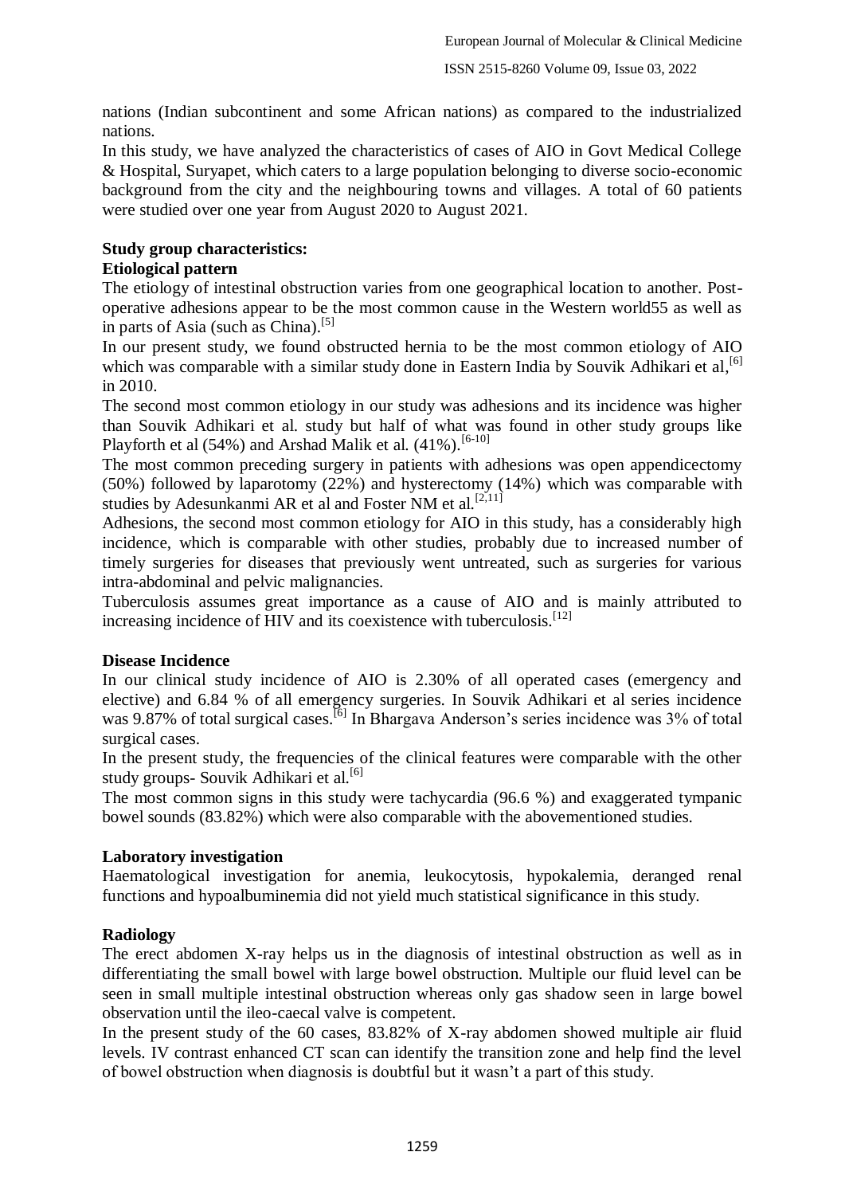nations (Indian subcontinent and some African nations) as compared to the industrialized nations.

In this study, we have analyzed the characteristics of cases of AIO in Govt Medical College & Hospital, Suryapet, which caters to a large population belonging to diverse socio-economic background from the city and the neighbouring towns and villages. A total of 60 patients were studied over one year from August 2020 to August 2021.

**Study group characteristics:**

**Etiological pattern**

The etiology of intestinal obstruction varies from one geographical location to another. Post-operative adhesions appear to be the most common cause in the Western world55 as well as in parts of Asia (such as China).[5]

In our present study, we found obstructed hernia to be the most common etiology of AIO which was comparable with a similar study done in Eastern India by Souvik Adhikari et al,[6] in 2010.

The second most common etiology in our study was adhesions and its incidence was higher than Souvik Adhikari et al. study but half of what was found in other study groups like Playforth et al (54%) and Arshad Malik et al. (41%).[6-10]

The most common preceding surgery in patients with adhesions was open appendicectomy (50%) followed by laparotomy (22%) and hysterectomy (14%) which was comparable with studies by Adesunkanmi AR et al and Foster NM et al.[2,11]

Adhesions, the second most common etiology for AIO in this study, has a considerably high incidence, which is comparable with other studies, probably due to increased number of timely surgeries for diseases that previously went untreated, such as surgeries for various intra-abdominal and pelvic malignancies.

Tuberculosis assumes great importance as a cause of AIO and is mainly attributed to increasing incidence of HIV and its coexistence with tuberculosis.[12]

**Disease Incidence**

In our clinical study incidence of AIO is 2.30% of all operated cases (emergency and elective) and 6.84 % of all emergency surgeries. In Souvik Adhikari et al series incidence was 9.87% of total surgical cases.[6] In Bhargava Anderson's series incidence was 3% of total surgical cases.

In the present study, the frequencies of the clinical features were comparable with the other study groups- Souvik Adhikari et al.[6]

The most common signs in this study were tachycardia (96.6 %) and exaggerated tympanic bowel sounds (83.82%) which were also comparable with the abovementioned studies.

**Laboratory investigation**

Haematological investigation for anemia, leukocytosis, hypokalemia, deranged renal functions and hypoalbuminemia did not yield much statistical significance in this study.

**Radiology**

The erect abdomen X-ray helps us in the diagnosis of intestinal obstruction as well as in differentiating the small bowel with large bowel obstruction. Multiple our fluid level can be seen in small multiple intestinal obstruction whereas only gas shadow seen in large bowel observation until the ileo-caecal valve is competent.

In the present study of the 60 cases, 83.82% of X-ray abdomen showed multiple air fluid levels. IV contrast enhanced CT scan can identify the transition zone and help find the level of bowel obstruction when diagnosis is doubtful but it wasn't a part of this study.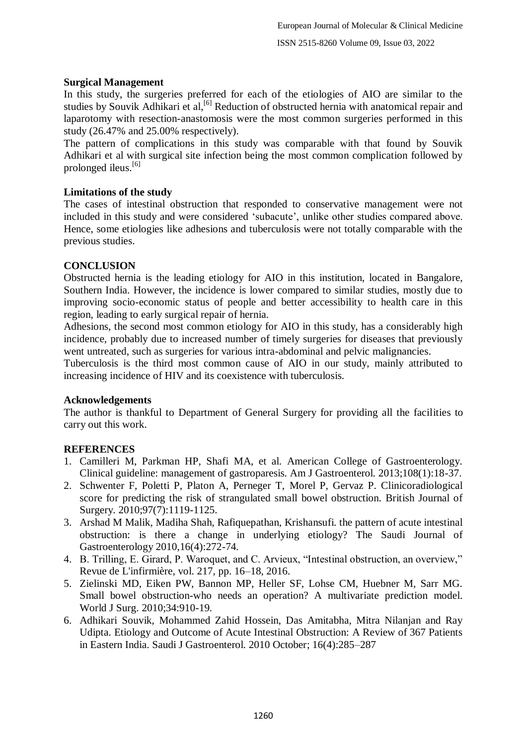**Surgical Management**

In this study, the surgeries preferred for each of the etiologies of AIO are similar to the studies by Souvik Adhikari et al,[6] Reduction of obstructed hernia with anatomical repair and laparotomy with resection-anastomosis were the most common surgeries performed in this study (26.47% and 25.00% respectively).

The pattern of complications in this study was comparable with that found by Souvik Adhikari et al with surgical site infection being the most common complication followed by prolonged ileus.[6]

**Limitations of the study**

The cases of intestinal obstruction that responded to conservative management were not included in this study and were considered 'subacute', unlike other studies compared above. Hence, some etiologies like adhesions and tuberculosis were not totally comparable with the previous studies.

## CONCLUSION

Obstructed hernia is the leading etiology for AIO in this institution, located in Bangalore, Southern India. However, the incidence is lower compared to similar studies, mostly due to improving socio-economic status of people and better accessibility to health care in this region, leading to early surgical repair of hernia.

Adhesions, the second most common etiology for AIO in this study, has a considerably high incidence, probably due to increased number of timely surgeries for diseases that previously went untreated, such as surgeries for various intra-abdominal and pelvic malignancies.

Tuberculosis is the third most common cause of AIO in our study, mainly attributed to increasing incidence of HIV and its coexistence with tuberculosis.

**Acknowledgements**

The author is thankful to Department of General Surgery for providing all the facilities to carry out this work.

## REFERENCES

1. Camilleri M, Parkman HP, Shafi MA, et al. American College of Gastroenterology. Clinical guideline: management of gastroparesis. Am J Gastroenterol. 2013;108(1):18-37.
2. Schwenter F, Poletti P, Platon A, Perneger T, Morel P, Gervaz P. Clinicoradiological score for predicting the risk of strangulated small bowel obstruction. British Journal of Surgery. 2010;97(7):1119-1125.
3. Arshad M Malik, Madiha Shah, Rafiquepathan, Krishansufi. the pattern of acute intestinal obstruction: is there a change in underlying etiology? The Saudi Journal of Gastroenterology 2010,16(4):272-74.
4. B. Trilling, E. Girard, P. Waroquet, and C. Arvieux, "Intestinal obstruction, an overview," Revue de L'infirmière, vol. 217, pp. 16–18, 2016.
5. Zielinski MD, Eiken PW, Bannon MP, Heller SF, Lohse CM, Huebner M, Sarr MG. Small bowel obstruction-who needs an operation? A multivariate prediction model. World J Surg. 2010;34:910-19.
6. Adhikari Souvik, Mohammed Zahid Hossein, Das Amitabha, Mitra Nilanjan and Ray Udipta. Etiology and Outcome of Acute Intestinal Obstruction: A Review of 367 Patients in Eastern India. Saudi J Gastroenterol. 2010 October; 16(4):285–287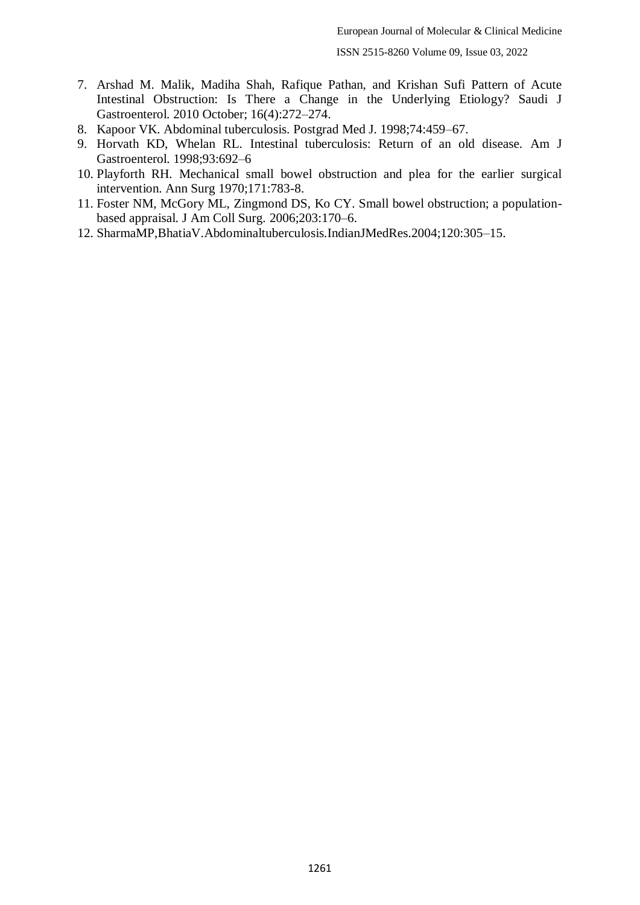7. Arshad M. Malik, Madiha Shah, Rafique Pathan, and Krishan Sufi Pattern of Acute Intestinal Obstruction: Is There a Change in the Underlying Etiology? Saudi J Gastroenterol. 2010 October; 16(4):272–274.
8. Kapoor VK. Abdominal tuberculosis. Postgrad Med J. 1998;74:459–67.
9. Horvath KD, Whelan RL. Intestinal tuberculosis: Return of an old disease. Am J Gastroenterol. 1998;93:692–6
10. Playforth RH. Mechanical small bowel obstruction and plea for the earlier surgical intervention. Ann Surg 1970;171:783-8.
11. Foster NM, McGory ML, Zingmond DS, Ko CY. Small bowel obstruction; a population-based appraisal. J Am Coll Surg. 2006;203:170–6.
12. SharmaMP,BhatiaV.Abdominaltuberculosis.IndianJMedRes.2004;120:305–15.